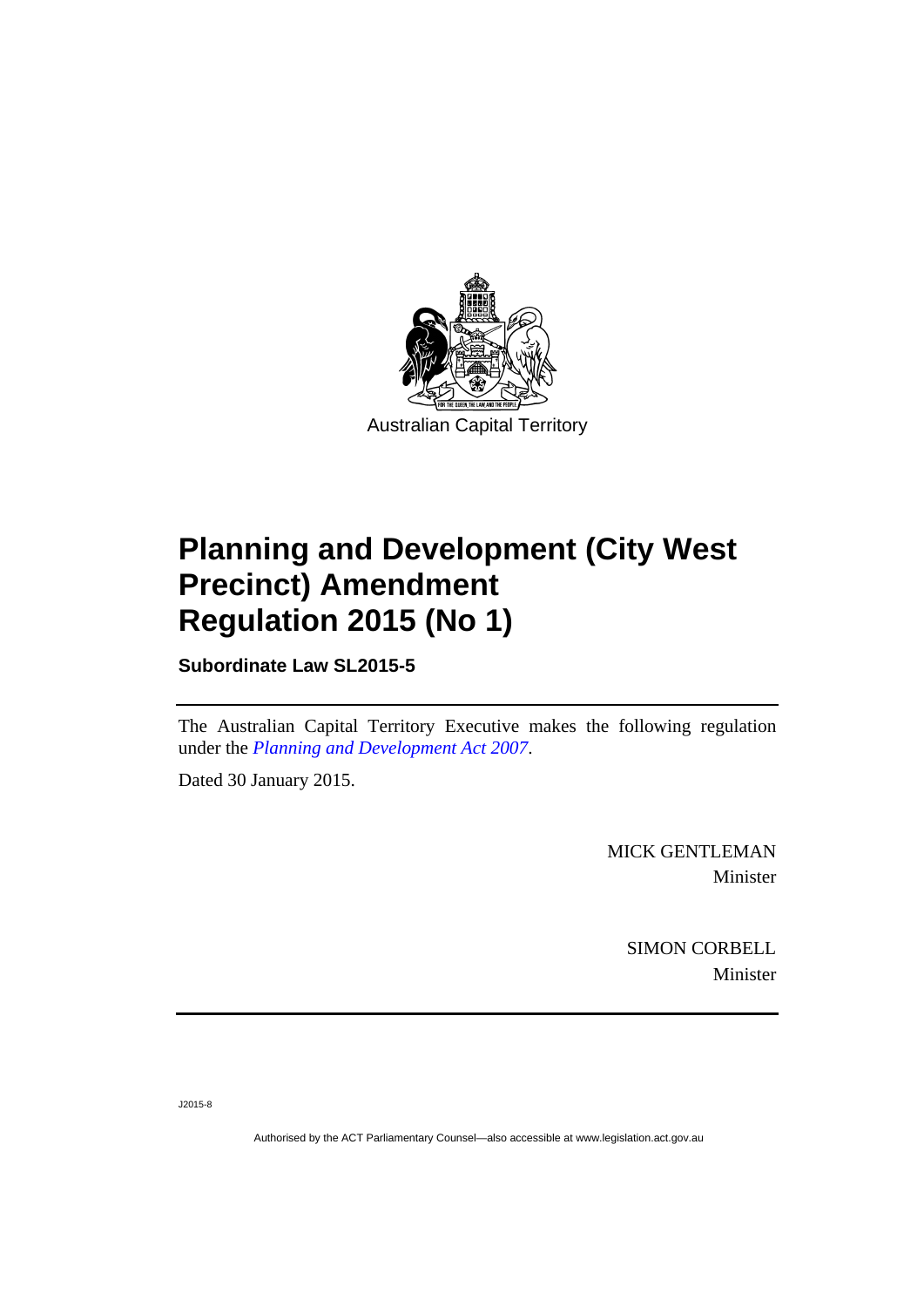Australian Capital Territory

# Planning and Development (City West Precinct) Amendment Regulation 2015 (No 1)

**Subordinate Law SL2015-5**

The Australian Capital Territory Executive makes the following regulation under the *Planning and Development Act 2007*.

Dated 30 January 2015.

MICK GENTLEMAN
Minister

SIMON CORBELL
Minister

J2015-8

Authorised by the ACT Parliamentary Counsel—also accessible at www.legislation.act.gov.au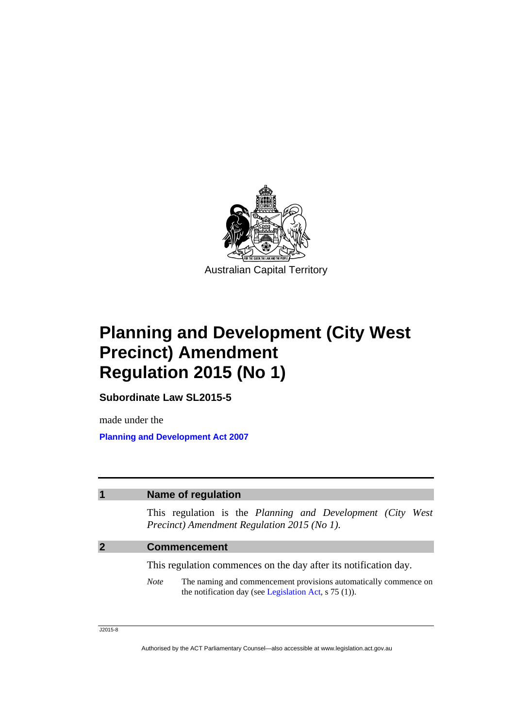Australian Capital Territory

# Planning and Development (City West Precinct) Amendment Regulation 2015 (No 1)

**Subordinate Law SL2015-5**

made under the

**Planning and Development Act 2007**

## 1 Name of regulation

This regulation is the *Planning and Development (City West Precinct) Amendment Regulation 2015 (No 1)*.

## 2 Commencement

This regulation commences on the day after its notification day.

*Note* The naming and commencement provisions automatically commence on the notification day (see Legislation Act, s 75 (1)).

J2015-8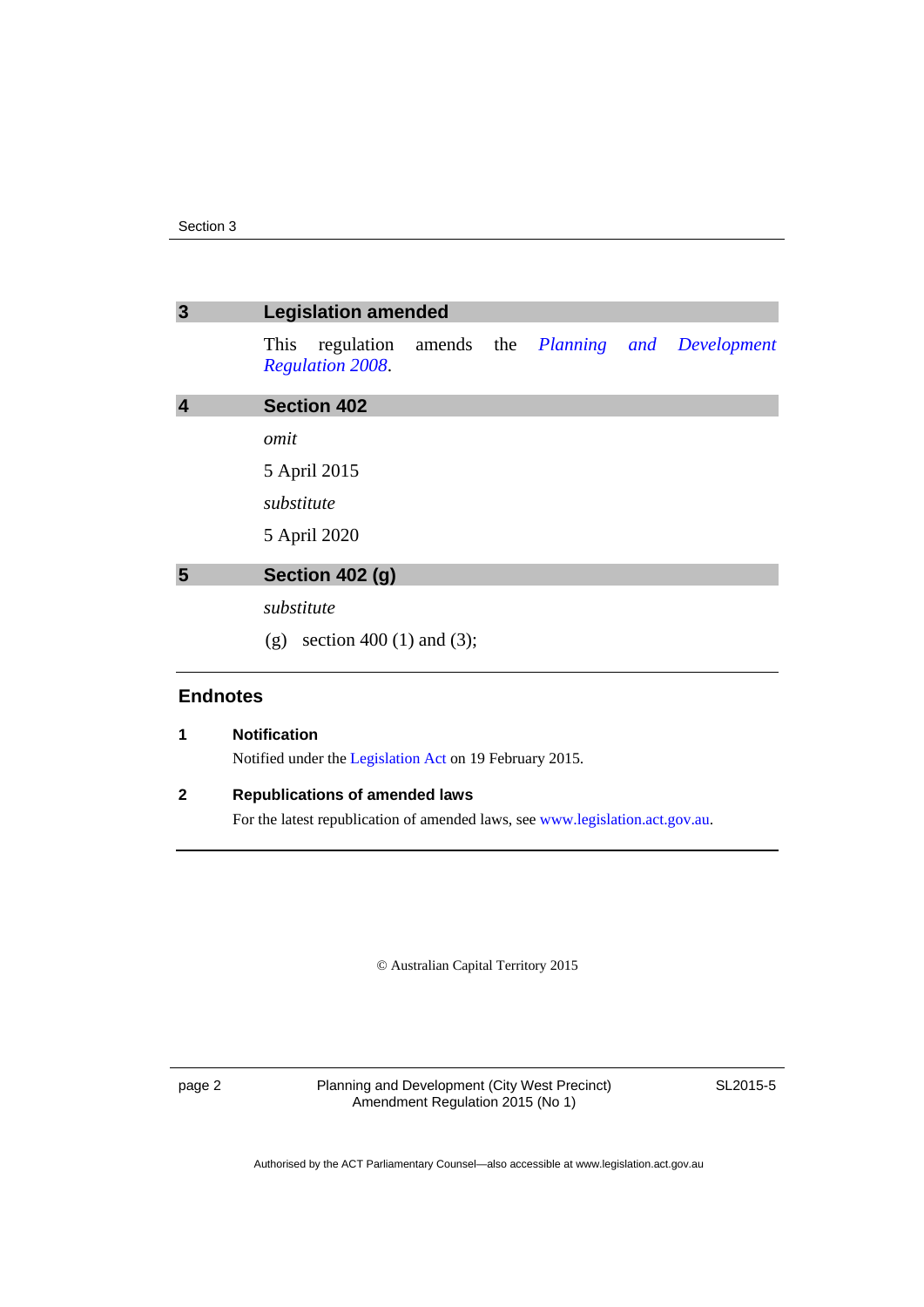## 3 Legislation amended

This regulation amends the *Planning and Development Regulation 2008*.

## 4 Section 402

*omit*

5 April 2015

*substitute*

5 April 2020

## 5 Section 402 (g)

*substitute*

(g) section 400 (1) and (3);

## Endnotes

### 1 Notification

Notified under the Legislation Act on 19 February 2015.

### 2 Republications of amended laws

For the latest republication of amended laws, see www.legislation.act.gov.au.

© Australian Capital Territory 2015